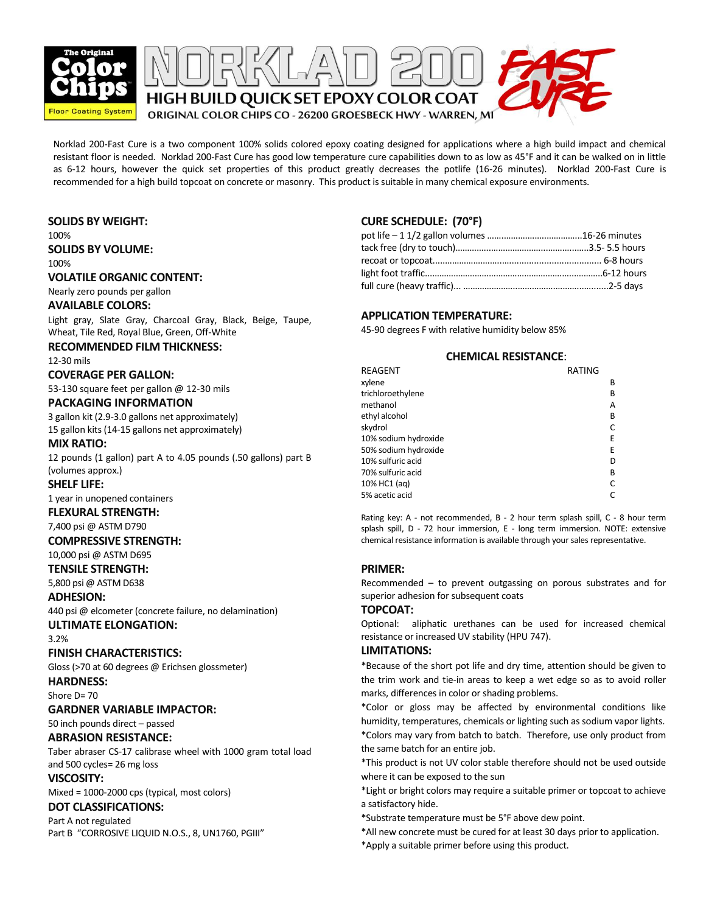# NORKLAD 200 FAST CURE

## HIGH BUILD QUICK SET EPOXY COLOR COAT

The Original Color Chips Floor Coating System

ORIGINAL COLOR CHIPS CO - 26200 GROESBECK HWY - WARREN, MI

Norklad 200-Fast Cure is a two component 100% solids colored epoxy coating designed for applications where a high build impact and chemical resistant floor is needed. Norklad 200-Fast Cure has good low temperature cure capabilities down to as low as 45°F and it can be walked on in little as 6-12 hours, however the quick set properties of this product greatly decreases the potlife (16-26 minutes). Norklad 200-Fast Cure is recommended for a high build topcoat on concrete or masonry. This product is suitable in many chemical exposure environments.

**SOLIDS BY WEIGHT:**
100%

**SOLIDS BY VOLUME:**
100%

**VOLATILE ORGANIC CONTENT:**
Nearly zero pounds per gallon

**AVAILABLE COLORS:**
Light gray, Slate Gray, Charcoal Gray, Black, Beige, Taupe, Wheat, Tile Red, Royal Blue, Green, Off-White

**RECOMMENDED FILM THICKNESS:**
12-30 mils

**COVERAGE PER GALLON:**
53-130 square feet per gallon @ 12-30 mils

**PACKAGING INFORMATION**
3 gallon kit (2.9-3.0 gallons net approximately)
15 gallon kits (14-15 gallons net approximately)

**MIX RATIO:**
12 pounds (1 gallon) part A to 4.05 pounds (.50 gallons) part B (volumes approx.)

**SHELF LIFE:**
1 year in unopened containers

**FLEXURAL STRENGTH:**
7,400 psi @ ASTM D790

**COMPRESSIVE STRENGTH:**
10,000 psi @ ASTM D695

**TENSILE STRENGTH:**
5,800 psi @ ASTM D638

**ADHESION:**
440 psi @ elcometer (concrete failure, no delamination)

**ULTIMATE ELONGATION:**
3.2%

**FINISH CHARACTERISTICS:**
Gloss (>70 at 60 degrees @ Erichsen glossmeter)

**HARDNESS:**
Shore D= 70

**GARDNER VARIABLE IMPACTOR:**
50 inch pounds direct – passed

**ABRASION RESISTANCE:**
Taber abraser CS-17 calibrase wheel with 1000 gram total load and 500 cycles= 26 mg loss

**VISCOSITY:**
Mixed = 1000-2000 cps (typical, most colors)

**DOT CLASSIFICATIONS:**
Part A not regulated
Part B "CORROSIVE LIQUID N.O.S., 8, UN1760, PGIII"

**CURE SCHEDULE: (70°F)**

| | |
|---|---|
| pot life – 1 1/2 gallon volumes | 16-26 minutes |
| tack free (dry to touch) | 3.5- 5.5 hours |
| recoat or topcoat | 6-8 hours |
| light foot traffic | 6-12 hours |
| full cure (heavy traffic)... | 2-5 days |

**APPLICATION TEMPERATURE:**
45-90 degrees F with relative humidity below 85%

**CHEMICAL RESISTANCE:**

| REAGENT | RATING |
|---|---|
| xylene | B |
| trichloroethylene | B |
| methanol | A |
| ethyl alcohol | B |
| skydrol | C |
| 10% sodium hydroxide | E |
| 50% sodium hydroxide | E |
| 10% sulfuric acid | D |
| 70% sulfuric acid | B |
| 10% HC1 (aq) | C |
| 5% acetic acid | C |

Rating key: A - not recommended, B - 2 hour term splash spill, C - 8 hour term splash spill, D - 72 hour immersion, E - long term immersion. NOTE: extensive chemical resistance information is available through your sales representative.

**PRIMER:**
Recommended – to prevent outgassing on porous substrates and for superior adhesion for subsequent coats

**TOPCOAT:**
Optional: aliphatic urethanes can be used for increased chemical resistance or increased UV stability (HPU 747).

**LIMITATIONS:**
*Because of the short pot life and dry time, attention should be given to the trim work and tie-in areas to keep a wet edge so as to avoid roller marks, differences in color or shading problems.
*Color or gloss may be affected by environmental conditions like humidity, temperatures, chemicals or lighting such as sodium vapor lights.
*Colors may vary from batch to batch. Therefore, use only product from the same batch for an entire job.
*This product is not UV color stable therefore should not be used outside where it can be exposed to the sun
*Light or bright colors may require a suitable primer or topcoat to achieve a satisfactory hide.
*Substrate temperature must be 5°F above dew point.
*All new concrete must be cured for at least 30 days prior to application.
*Apply a suitable primer before using this product.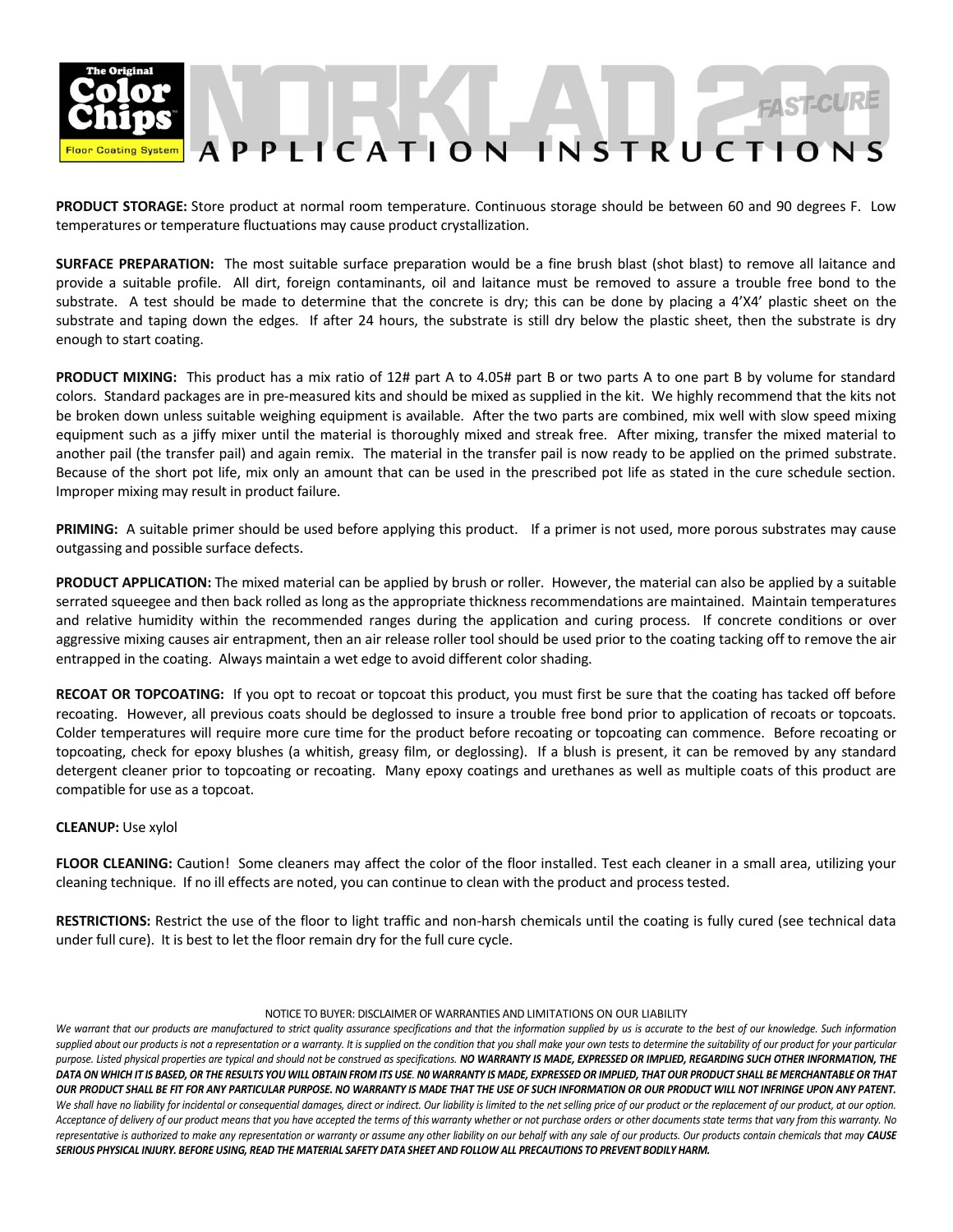# NORKLAD 200 FAST-CURE APPLICATION INSTRUCTIONS

**PRODUCT STORAGE:** Store product at normal room temperature. Continuous storage should be between 60 and 90 degrees F. Low temperatures or temperature fluctuations may cause product crystallization.

**SURFACE PREPARATION:** The most suitable surface preparation would be a fine brush blast (shot blast) to remove all laitance and provide a suitable profile. All dirt, foreign contaminants, oil and laitance must be removed to assure a trouble free bond to the substrate. A test should be made to determine that the concrete is dry; this can be done by placing a 4'X4' plastic sheet on the substrate and taping down the edges. If after 24 hours, the substrate is still dry below the plastic sheet, then the substrate is dry enough to start coating.

**PRODUCT MIXING:** This product has a mix ratio of 12# part A to 4.05# part B or two parts A to one part B by volume for standard colors. Standard packages are in pre-measured kits and should be mixed as supplied in the kit. We highly recommend that the kits not be broken down unless suitable weighing equipment is available. After the two parts are combined, mix well with slow speed mixing equipment such as a jiffy mixer until the material is thoroughly mixed and streak free. After mixing, transfer the mixed material to another pail (the transfer pail) and again remix. The material in the transfer pail is now ready to be applied on the primed substrate. Because of the short pot life, mix only an amount that can be used in the prescribed pot life as stated in the cure schedule section. Improper mixing may result in product failure.

**PRIMING:** A suitable primer should be used before applying this product. If a primer is not used, more porous substrates may cause outgassing and possible surface defects.

**PRODUCT APPLICATION:** The mixed material can be applied by brush or roller. However, the material can also be applied by a suitable serrated squeegee and then back rolled as long as the appropriate thickness recommendations are maintained. Maintain temperatures and relative humidity within the recommended ranges during the application and curing process. If concrete conditions or over aggressive mixing causes air entrapment, then an air release roller tool should be used prior to the coating tacking off to remove the air entrapped in the coating. Always maintain a wet edge to avoid different color shading.

**RECOAT OR TOPCOATING:** If you opt to recoat or topcoat this product, you must first be sure that the coating has tacked off before recoating. However, all previous coats should be deglossed to insure a trouble free bond prior to application of recoats or topcoats. Colder temperatures will require more cure time for the product before recoating or topcoating can commence. Before recoating or topcoating, check for epoxy blushes (a whitish, greasy film, or deglossing). If a blush is present, it can be removed by any standard detergent cleaner prior to topcoating or recoating. Many epoxy coatings and urethanes as well as multiple coats of this product are compatible for use as a topcoat.

**CLEANUP:** Use xylol

**FLOOR CLEANING:** Caution! Some cleaners may affect the color of the floor installed. Test each cleaner in a small area, utilizing your cleaning technique. If no ill effects are noted, you can continue to clean with the product and process tested.

**RESTRICTIONS:** Restrict the use of the floor to light traffic and non-harsh chemicals until the coating is fully cured (see technical data under full cure). It is best to let the floor remain dry for the full cure cycle.

NOTICE TO BUYER: DISCLAIMER OF WARRANTIES AND LIMITATIONS ON OUR LIABILITY

*We warrant that our products are manufactured to strict quality assurance specifications and that the information supplied by us is accurate to the best of our knowledge. Such information supplied about our products is not a representation or a warranty. It is supplied on the condition that you shall make your own tests to determine the suitability of our product for your particular purpose. Listed physical properties are typical and should not be construed as specifications.* ***NO WARRANTY IS MADE, EXPRESSED OR IMPLIED, REGARDING SUCH OTHER INFORMATION, THE DATA ON WHICH IT IS BASED, OR THE RESULTS YOU WILL OBTAIN FROM ITS USE. NO WARRANTY IS MADE, EXPRESSED OR IMPLIED, THAT OUR PRODUCT SHALL BE MERCHANTABLE OR THAT OUR PRODUCT SHALL BE FIT FOR ANY PARTICULAR PURPOSE. NO WARRANTY IS MADE THAT THE USE OF SUCH INFORMATION OR OUR PRODUCT WILL NOT INFRINGE UPON ANY PATENT.*** *We shall have no liability for incidental or consequential damages, direct or indirect. Our liability is limited to the net selling price of our product or the replacement of our product, at our option. Acceptance of delivery of our product means that you have accepted the terms of this warranty whether or not purchase orders or other documents state terms that vary from this warranty. No representative is authorized to make any representation or warranty or assume any other liability on our behalf with any sale of our products. Our products contain chemicals that may* ***CAUSE SERIOUS PHYSICAL INJURY. BEFORE USING, READ THE MATERIAL SAFETY DATA SHEET AND FOLLOW ALL PRECAUTIONS TO PREVENT BODILY HARM.***